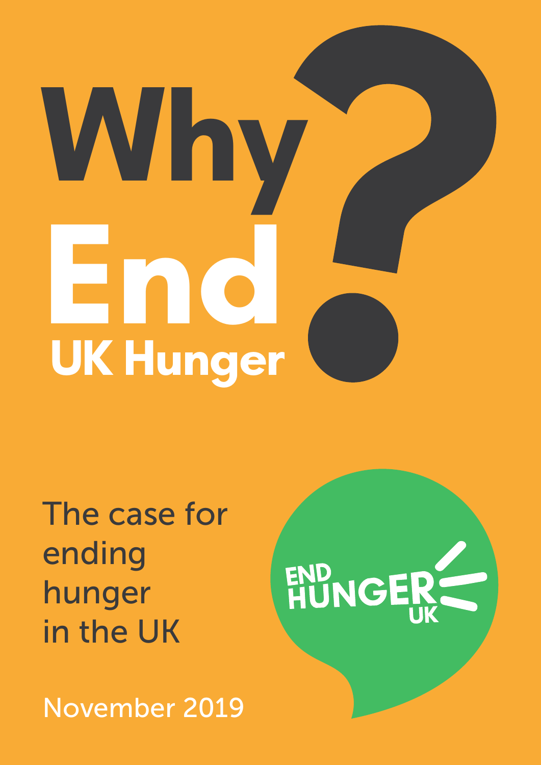# Why End UK Hunger?

The case for ending hunger in the UK

END HUNGER UK

November 2019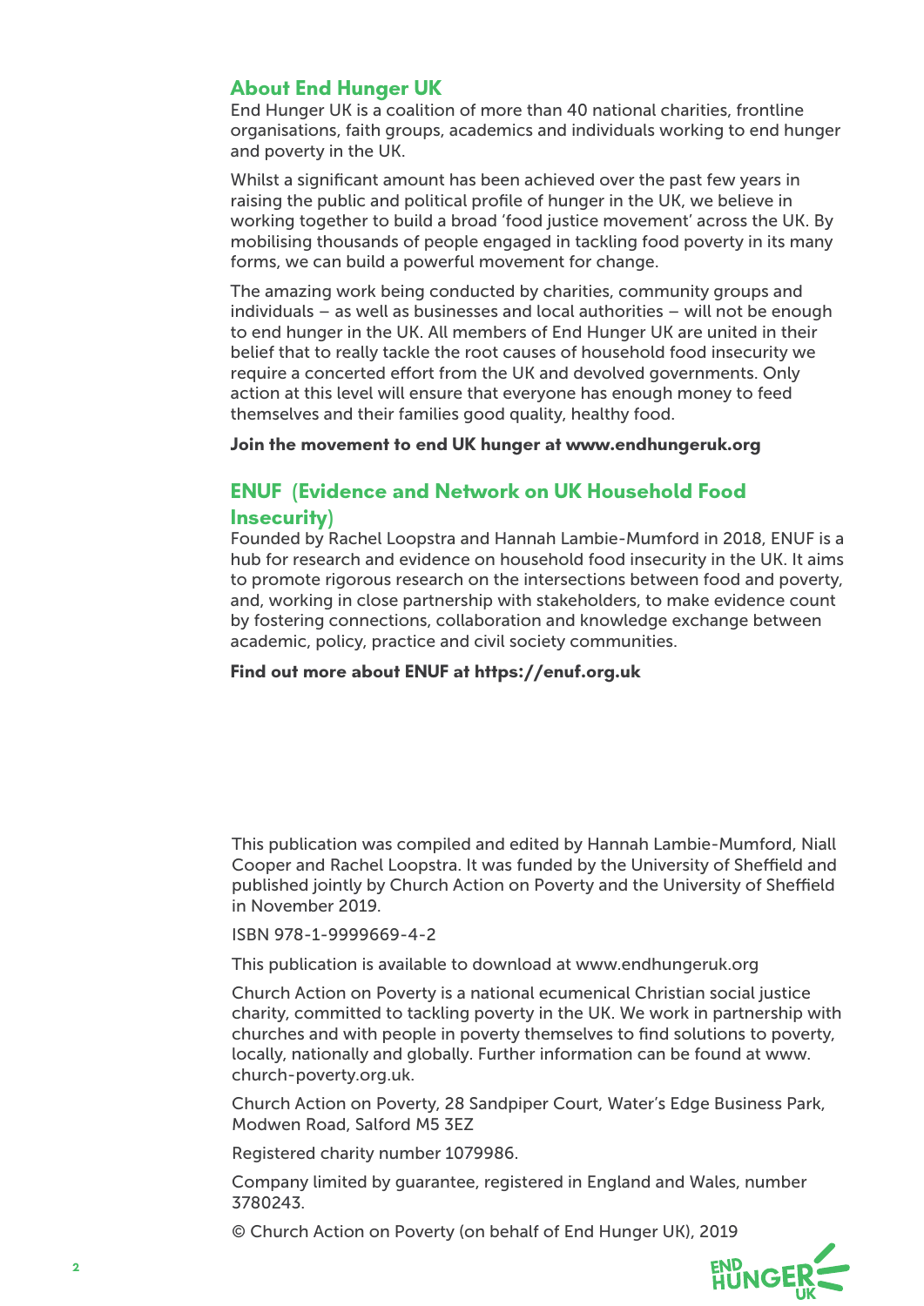## About End Hunger UK

End Hunger UK is a coalition of more than 40 national charities, frontline organisations, faith groups, academics and individuals working to end hunger and poverty in the UK.

Whilst a significant amount has been achieved over the past few years in raising the public and political profile of hunger in the UK, we believe in working together to build a broad 'food justice movement' across the UK. By mobilising thousands of people engaged in tackling food poverty in its many forms, we can build a powerful movement for change.

The amazing work being conducted by charities, community groups and individuals – as well as businesses and local authorities – will not be enough to end hunger in the UK. All members of End Hunger UK are united in their belief that to really tackle the root causes of household food insecurity we require a concerted effort from the UK and devolved governments. Only action at this level will ensure that everyone has enough money to feed themselves and their families good quality, healthy food.

**Join the movement to end UK hunger at www.endhungeruk.org**

## ENUF (Evidence and Network on UK Household Food Insecurity)

Founded by Rachel Loopstra and Hannah Lambie-Mumford in 2018, ENUF is a hub for research and evidence on household food insecurity in the UK. It aims to promote rigorous research on the intersections between food and poverty, and, working in close partnership with stakeholders, to make evidence count by fostering connections, collaboration and knowledge exchange between academic, policy, practice and civil society communities.

**Find out more about ENUF at https://enuf.org.uk**

This publication was compiled and edited by Hannah Lambie-Mumford, Niall Cooper and Rachel Loopstra. It was funded by the University of Sheffield and published jointly by Church Action on Poverty and the University of Sheffield in November 2019.

ISBN 978-1-9999669-4-2

This publication is available to download at www.endhungeruk.org

Church Action on Poverty is a national ecumenical Christian social justice charity, committed to tackling poverty in the UK. We work in partnership with churches and with people in poverty themselves to find solutions to poverty, locally, nationally and globally. Further information can be found at www.church-poverty.org.uk.

Church Action on Poverty, 28 Sandpiper Court, Water's Edge Business Park, Modwen Road, Salford M5 3EZ

Registered charity number 1079986.

Company limited by guarantee, registered in England and Wales, number 3780243.

© Church Action on Poverty (on behalf of End Hunger UK), 2019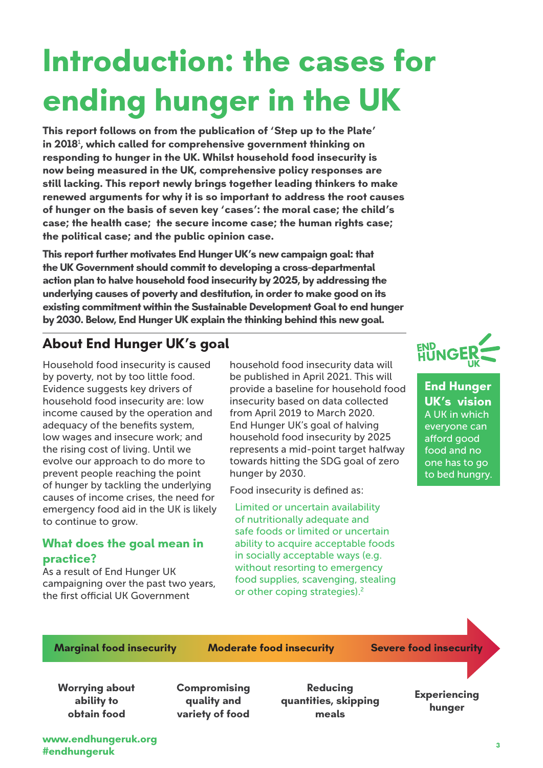# Introduction: the cases for ending hunger in the UK

**This report follows on from the publication of 'Step up to the Plate' in 2018[1], which called for comprehensive government thinking on responding to hunger in the UK. Whilst household food insecurity is now being measured in the UK, comprehensive policy responses are still lacking. This report newly brings together leading thinkers to make renewed arguments for why it is so important to address the root causes of hunger on the basis of seven key 'cases': the moral case; the child's case; the health case; the secure income case; the human rights case; the political case; and the public opinion case.**

**This report further motivates End Hunger UK's new campaign goal: that the UK Government should commit to developing a cross-departmental action plan to halve household food insecurity by 2025, by addressing the underlying causes of poverty and destitution, in order to make good on its existing commitment within the Sustainable Development Goal to end hunger by 2030. Below, End Hunger UK explain the thinking behind this new goal.**

## About End Hunger UK's goal

Household food insecurity is caused by poverty, not by too little food. Evidence suggests key drivers of household food insecurity are: low income caused by the operation and adequacy of the benefits system, low wages and insecure work; and the rising cost of living. Until we evolve our approach to do more to prevent people reaching the point of hunger by tackling the underlying causes of income crises, the need for emergency food aid in the UK is likely to continue to grow.

### What does the goal mean in practice?

As a result of End Hunger UK campaigning over the past two years, the first official UK Government household food insecurity data will be published in April 2021. This will provide a baseline for household food insecurity based on data collected from April 2019 to March 2020. End Hunger UK's goal of halving household food insecurity by 2025 represents a mid-point target halfway towards hitting the SDG goal of zero hunger by 2030.

Food insecurity is defined as:

Limited or uncertain availability of nutritionally adequate and safe foods or limited or uncertain ability to acquire acceptable foods in socially acceptable ways (e.g. without resorting to emergency food supplies, scavenging, stealing or other coping strategies).[2]

**End Hunger UK's vision**
A UK in which everyone can afford good food and no one has to go to bed hungry.

| Marginal food insecurity | Moderate food insecurity | | Severe food insecurity |
|---|---|---|---|
| Worrying about ability to obtain food | Compromising quality and variety of food | Reducing quantities, skipping meals | Experiencing hunger |

www.endhungeruk.org
#endhungeruk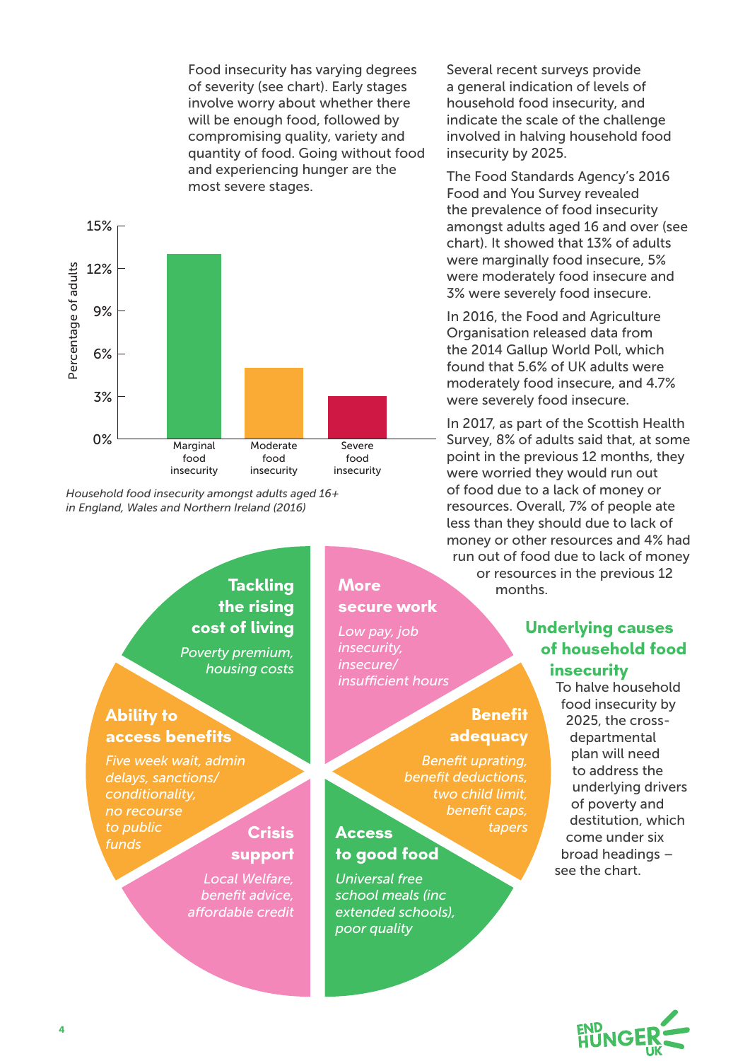Food insecurity has varying degrees of severity (see chart). Early stages involve worry about whether there will be enough food, followed by compromising quality, variety and quantity of food. Going without food and experiencing hunger are the most severe stages.

| | Percentage of adults |
|---|---|
| Marginal food insecurity | 13% |
| Moderate food insecurity | 5% |
| Severe food insecurity | 3% |

*Household food insecurity amongst adults aged 16+ in England, Wales and Northern Ireland (2016)*

Several recent surveys provide a general indication of levels of household food insecurity, and indicate the scale of the challenge involved in halving household food insecurity by 2025.

The Food Standards Agency's 2016 Food and You Survey revealed the prevalence of food insecurity amongst adults aged 16 and over (see chart). It showed that 13% of adults were marginally food insecure, 5% were moderately food insecure and 3% were severely food insecure.

In 2016, the Food and Agriculture Organisation released data from the 2014 Gallup World Poll, which found that 5.6% of UK adults were moderately food insecure, and 4.7% were severely food insecure.

In 2017, as part of the Scottish Health Survey, 8% of adults said that, at some point in the previous 12 months, they were worried they would run out of food due to a lack of money or resources. Overall, 7% of people ate less than they should due to lack of money or other resources and 4% had run out of food due to lack of money or resources in the previous 12 months.

## Underlying causes of household food insecurity

To halve household food insecurity by 2025, the cross-departmental plan will need to address the underlying drivers of poverty and destitution, which come under six broad headings – see the chart.

**Tackling the rising cost of living**
*Poverty premium, housing costs*

**More secure work**
*Low pay, job insecurity, insecure/ insufficient hours*

**Benefit adequacy**
*Benefit uprating, benefit deductions, two child limit, benefit caps, tapers*

**Access to good food**
*Universal free school meals (inc extended schools), poor quality*

**Crisis support**
*Local Welfare, benefit advice, affordable credit*

**Ability to access benefits**
*Five week wait, admin delays, sanctions/ conditionality, no recourse to public funds*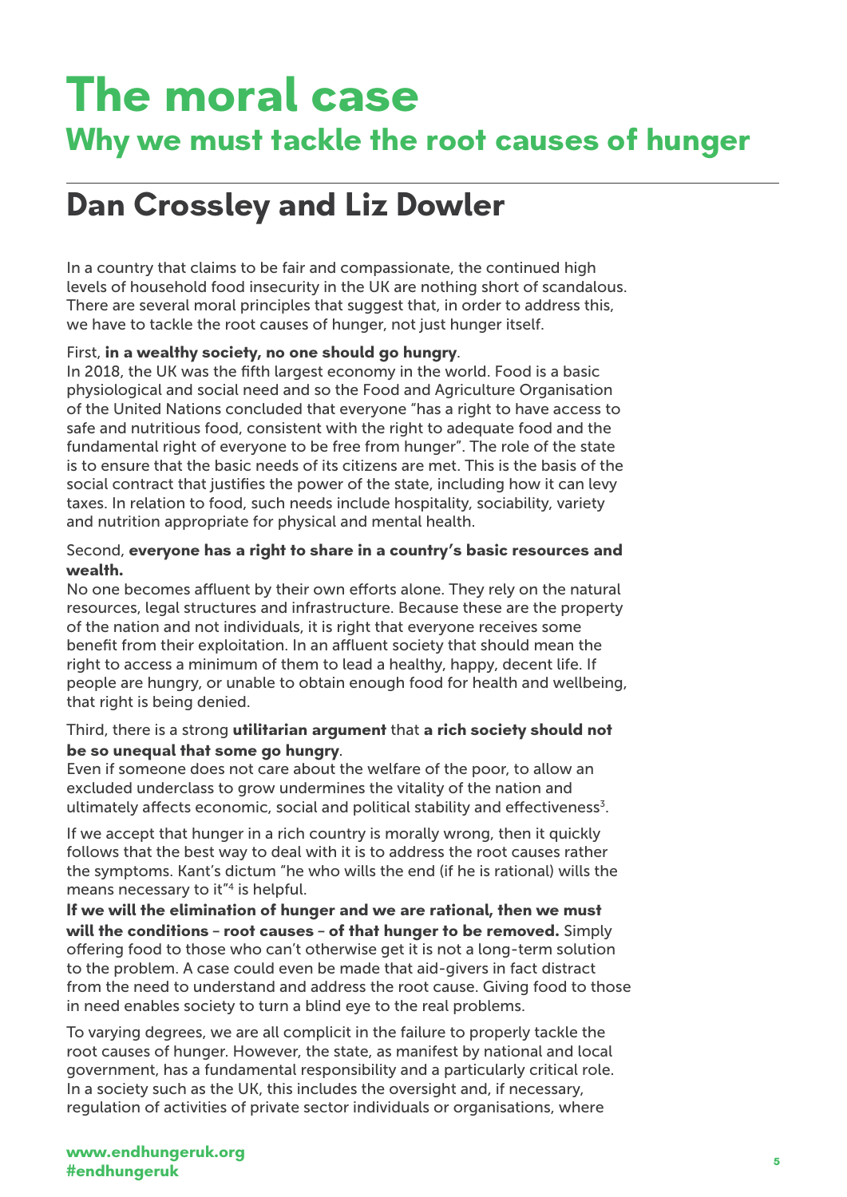# The moral case

## Why we must tackle the root causes of hunger

## Dan Crossley and Liz Dowler

In a country that claims to be fair and compassionate, the continued high levels of household food insecurity in the UK are nothing short of scandalous. There are several moral principles that suggest that, in order to address this, we have to tackle the root causes of hunger, not just hunger itself.

First, **in a wealthy society, no one should go hungry**.
In 2018, the UK was the fifth largest economy in the world. Food is a basic physiological and social need and so the Food and Agriculture Organisation of the United Nations concluded that everyone "has a right to have access to safe and nutritious food, consistent with the right to adequate food and the fundamental right of everyone to be free from hunger". The role of the state is to ensure that the basic needs of its citizens are met. This is the basis of the social contract that justifies the power of the state, including how it can levy taxes. In relation to food, such needs include hospitality, sociability, variety and nutrition appropriate for physical and mental health.

Second, **everyone has a right to share in a country's basic resources and wealth.**
No one becomes affluent by their own efforts alone. They rely on the natural resources, legal structures and infrastructure. Because these are the property of the nation and not individuals, it is right that everyone receives some benefit from their exploitation. In an affluent society that should mean the right to access a minimum of them to lead a healthy, happy, decent life. If people are hungry, or unable to obtain enough food for health and wellbeing, that right is being denied.

Third, there is a strong **utilitarian argument** that **a rich society should not be so unequal that some go hungry**.
Even if someone does not care about the welfare of the poor, to allow an excluded underclass to grow undermines the vitality of the nation and ultimately affects economic, social and political stability and effectiveness[3].

If we accept that hunger in a rich country is morally wrong, then it quickly follows that the best way to deal with it is to address the root causes rather the symptoms. Kant's dictum "he who wills the end (if he is rational) wills the means necessary to it"[4] is helpful.

**If we will the elimination of hunger and we are rational, then we must will the conditions – root causes – of that hunger to be removed.** Simply offering food to those who can't otherwise get it is not a long-term solution to the problem. A case could even be made that aid-givers in fact distract from the need to understand and address the root cause. Giving food to those in need enables society to turn a blind eye to the real problems.

To varying degrees, we are all complicit in the failure to properly tackle the root causes of hunger. However, the state, as manifest by national and local government, has a fundamental responsibility and a particularly critical role. In a society such as the UK, this includes the oversight and, if necessary, regulation of activities of private sector individuals or organisations, where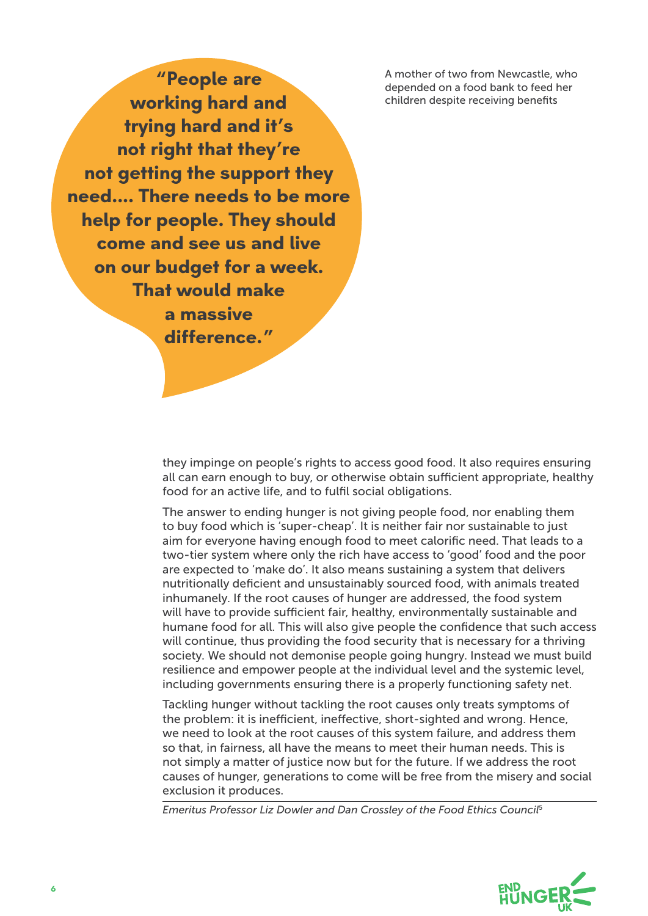> **"People are working hard and trying hard and it's not right that they're not getting the support they need.... There needs to be more help for people. They should come and see us and live on our budget for a week. That would make a massive difference."**

A mother of two from Newcastle, who depended on a food bank to feed her children despite receiving benefits

they impinge on people's rights to access good food. It also requires ensuring all can earn enough to buy, or otherwise obtain sufficient appropriate, healthy food for an active life, and to fulfil social obligations.

The answer to ending hunger is not giving people food, nor enabling them to buy food which is 'super-cheap'. It is neither fair nor sustainable to just aim for everyone having enough food to meet calorific need. That leads to a two-tier system where only the rich have access to 'good' food and the poor are expected to 'make do'. It also means sustaining a system that delivers nutritionally deficient and unsustainably sourced food, with animals treated inhumanely. If the root causes of hunger are addressed, the food system will have to provide sufficient fair, healthy, environmentally sustainable and humane food for all. This will also give people the confidence that such access will continue, thus providing the food security that is necessary for a thriving society. We should not demonise people going hungry. Instead we must build resilience and empower people at the individual level and the systemic level, including governments ensuring there is a properly functioning safety net.

Tackling hunger without tackling the root causes only treats symptoms of the problem: it is inefficient, ineffective, short-sighted and wrong. Hence, we need to look at the root causes of this system failure, and address them so that, in fairness, all have the means to meet their human needs. This is not simply a matter of justice now but for the future. If we address the root causes of hunger, generations to come will be free from the misery and social exclusion it produces.

*Emeritus Professor Liz Dowler and Dan Crossley of the Food Ethics Council*[5]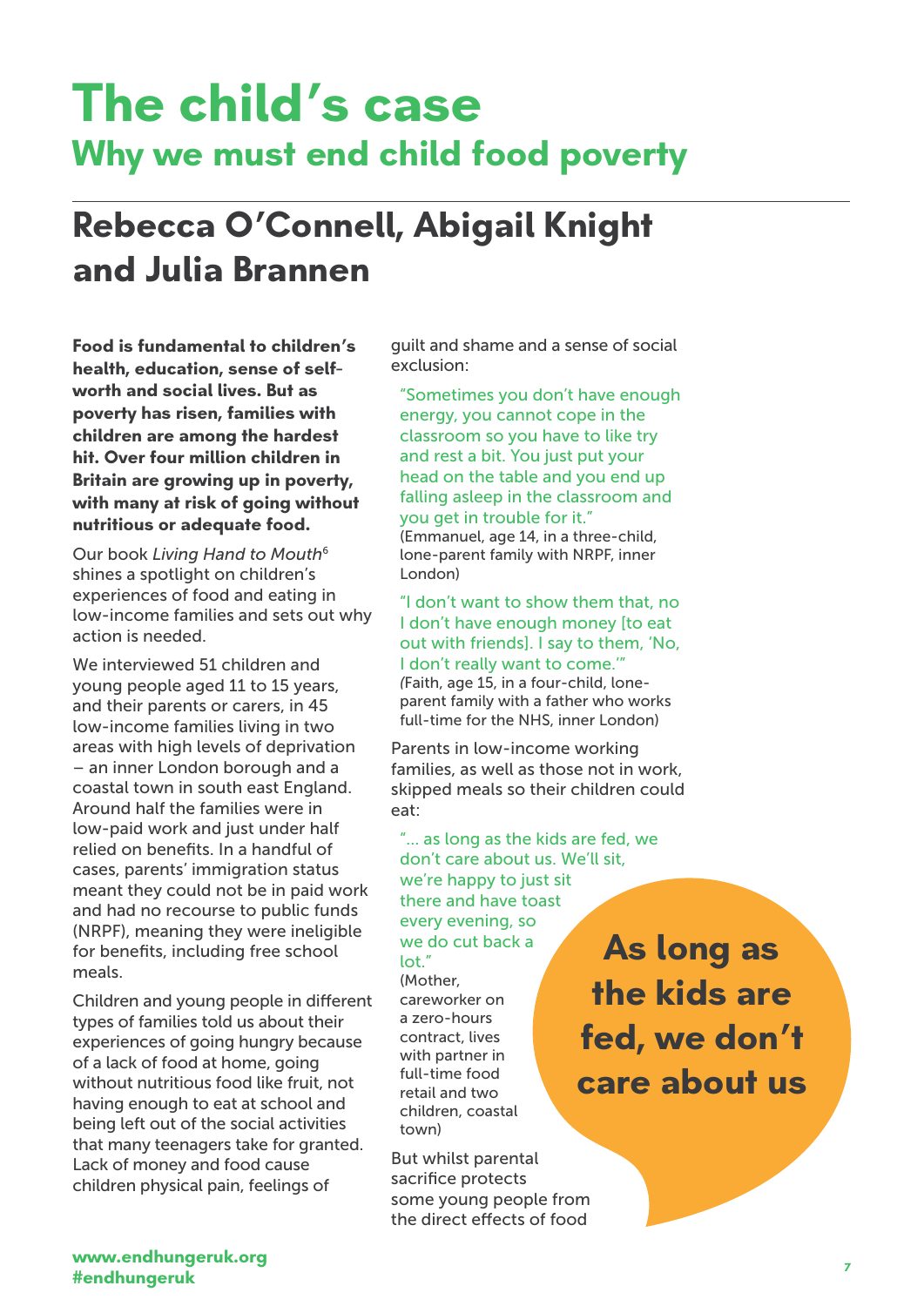# The child's case

## Why we must end child food poverty

## Rebecca O'Connell, Abigail Knight and Julia Brannen

**Food is fundamental to children's health, education, sense of self-worth and social lives. But as poverty has risen, families with children are among the hardest hit. Over four million children in Britain are growing up in poverty, with many at risk of going without nutritious or adequate food.**

Our book *Living Hand to Mouth*[6] shines a spotlight on children's experiences of food and eating in low-income families and sets out why action is needed.

We interviewed 51 children and young people aged 11 to 15 years, and their parents or carers, in 45 low-income families living in two areas with high levels of deprivation – an inner London borough and a coastal town in south east England. Around half the families were in low-paid work and just under half relied on benefits. In a handful of cases, parents' immigration status meant they could not be in paid work and had no recourse to public funds (NRPF), meaning they were ineligible for benefits, including free school meals.

Children and young people in different types of families told us about their experiences of going hungry because of a lack of food at home, going without nutritious food like fruit, not having enough to eat at school and being left out of the social activities that many teenagers take for granted. Lack of money and food cause children physical pain, feelings of guilt and shame and a sense of social exclusion:

> "Sometimes you don't have enough energy, you cannot cope in the classroom so you have to like try and rest a bit. You just put your head on the table and you end up falling asleep in the classroom and you get in trouble for it."
> (Emmanuel, age 14, in a three-child, lone-parent family with NRPF, inner London)

> "I don't want to show them that, no I don't have enough money [to eat out with friends]. I say to them, 'No, I don't really want to come.'"
> (Faith, age 15, in a four-child, lone-parent family with a father who works full-time for the NHS, inner London)

Parents in low-income working families, as well as those not in work, skipped meals so their children could eat:

> "... as long as the kids are fed, we don't care about us. We'll sit, we're happy to just sit there and have toast every evening, so we do cut back a lot."
> (Mother, careworker on a zero-hours contract, lives with partner in full-time food retail and two children, coastal town)

**As long as the kids are fed, we don't care about us**

But whilst parental sacrifice protects some young people from the direct effects of food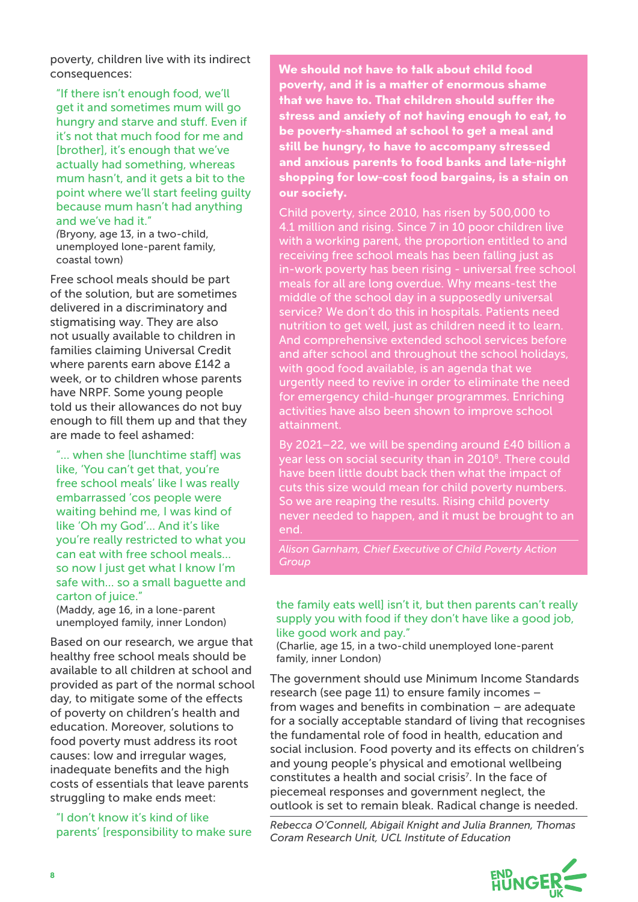poverty, children live with its indirect consequences:

> "If there isn't enough food, we'll get it and sometimes mum will go hungry and starve and stuff. Even if it's not that much food for me and [brother], it's enough that we've actually had something, whereas mum hasn't, and it gets a bit to the point where we'll start feeling guilty because mum hasn't had anything and we've had it."
> *(*Bryony, age 13, in a two-child, unemployed lone-parent family, coastal town)

Free school meals should be part of the solution, but are sometimes delivered in a discriminatory and stigmatising way. They are also not usually available to children in families claiming Universal Credit where parents earn above £142 a week, or to children whose parents have NRPF. Some young people told us their allowances do not buy enough to fill them up and that they are made to feel ashamed:

> "… when she [lunchtime staff] was like, 'You can't get that, you're free school meals' like I was really embarrassed 'cos people were waiting behind me, I was kind of like 'Oh my God'… And it's like you're really restricted to what you can eat with free school meals… so now I just get what I know I'm safe with… so a small baguette and carton of juice."
> (Maddy, age 16, in a lone-parent unemployed family, inner London)

Based on our research, we argue that healthy free school meals should be available to all children at school and provided as part of the normal school day, to mitigate some of the effects of poverty on children's health and education. Moreover, solutions to food poverty must address its root causes: low and irregular wages, inadequate benefits and the high costs of essentials that leave parents struggling to make ends meet:

> "I don't know it's kind of like parents' [responsibility to make sure the family eats well] isn't it, but then parents can't really supply you with food if they don't have like a good job, like good work and pay."
> (Charlie, age 15, in a two-child unemployed lone-parent family, inner London)

The government should use Minimum Income Standards research (see page 11) to ensure family incomes – from wages and benefits in combination – are adequate for a socially acceptable standard of living that recognises the fundamental role of food in health, education and social inclusion. Food poverty and its effects on children's and young people's physical and emotional wellbeing constitutes a health and social crisis[7]. In the face of piecemeal responses and government neglect, the outlook is set to remain bleak. Radical change is needed.

*Rebecca O'Connell, Abigail Knight and Julia Brannen, Thomas Coram Research Unit, UCL Institute of Education*

---

**We should not have to talk about child food poverty, and it is a matter of enormous shame that we have to. That children should suffer the stress and anxiety of not having enough to eat, to be poverty-shamed at school to get a meal and still be hungry, to have to accompany stressed and anxious parents to food banks and late-night shopping for low-cost food bargains, is a stain on our society.**

Child poverty, since 2010, has risen by 500,000 to 4.1 million and rising. Since 7 in 10 poor children live with a working parent, the proportion entitled to and receiving free school meals has been falling just as in-work poverty has been rising - universal free school meals for all are long overdue. Why means-test the middle of the school day in a supposedly universal service? We don't do this in hospitals. Patients need nutrition to get well, just as children need it to learn. And comprehensive extended school services before and after school and throughout the school holidays, with good food available, is an agenda that we urgently need to revive in order to eliminate the need for emergency child-hunger programmes. Enriching activities have also been shown to improve school attainment.

By 2021–22, we will be spending around £40 billion a year less on social security than in 2010[8]. There could have been little doubt back then what the impact of cuts this size would mean for child poverty numbers. So we are reaping the results. Rising child poverty never needed to happen, and it must be brought to an end.

*Alison Garnham, Chief Executive of Child Poverty Action Group*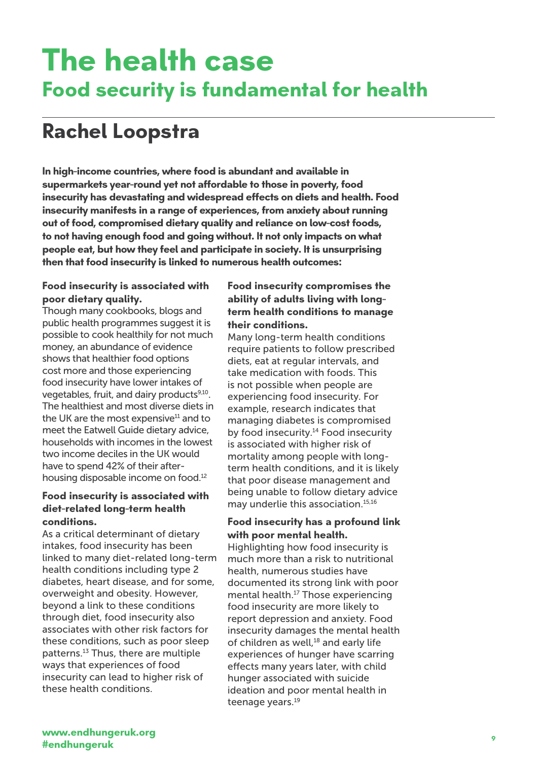# The health case

## Food security is fundamental for health

## Rachel Loopstra

**In high-income countries, where food is abundant and available in supermarkets year-round yet not affordable to those in poverty, food insecurity has devastating and widespread effects on diets and health. Food insecurity manifests in a range of experiences, from anxiety about running out of food, compromised dietary quality and reliance on low-cost foods, to not having enough food and going without. It not only impacts on what people eat, but how they feel and participate in society. It is unsurprising then that food insecurity is linked to numerous health outcomes:**

### Food insecurity is associated with poor dietary quality.

Though many cookbooks, blogs and public health programmes suggest it is possible to cook healthily for not much money, an abundance of evidence shows that healthier food options cost more and those experiencing food insecurity have lower intakes of vegetables, fruit, and dairy products[9,10]. The healthiest and most diverse diets in the UK are the most expensive[11] and to meet the Eatwell Guide dietary advice, households with incomes in the lowest two income deciles in the UK would have to spend 42% of their after-housing disposable income on food.[12]

### Food insecurity is associated with diet-related long-term health conditions.

As a critical determinant of dietary intakes, food insecurity has been linked to many diet-related long-term health conditions including type 2 diabetes, heart disease, and for some, overweight and obesity. However, beyond a link to these conditions through diet, food insecurity also associates with other risk factors for these conditions, such as poor sleep patterns.[13] Thus, there are multiple ways that experiences of food insecurity can lead to higher risk of these health conditions.

### Food insecurity compromises the ability of adults living with long-term health conditions to manage their conditions.

Many long-term health conditions require patients to follow prescribed diets, eat at regular intervals, and take medication with foods. This is not possible when people are experiencing food insecurity. For example, research indicates that managing diabetes is compromised by food insecurity.[14] Food insecurity is associated with higher risk of mortality among people with long-term health conditions, and it is likely that poor disease management and being unable to follow dietary advice may underlie this association.[15,16]

### Food insecurity has a profound link with poor mental health.

Highlighting how food insecurity is much more than a risk to nutritional health, numerous studies have documented its strong link with poor mental health.[17] Those experiencing food insecurity are more likely to report depression and anxiety. Food insecurity damages the mental health of children as well,[18] and early life experiences of hunger have scarring effects many years later, with child hunger associated with suicide ideation and poor mental health in teenage years.[19]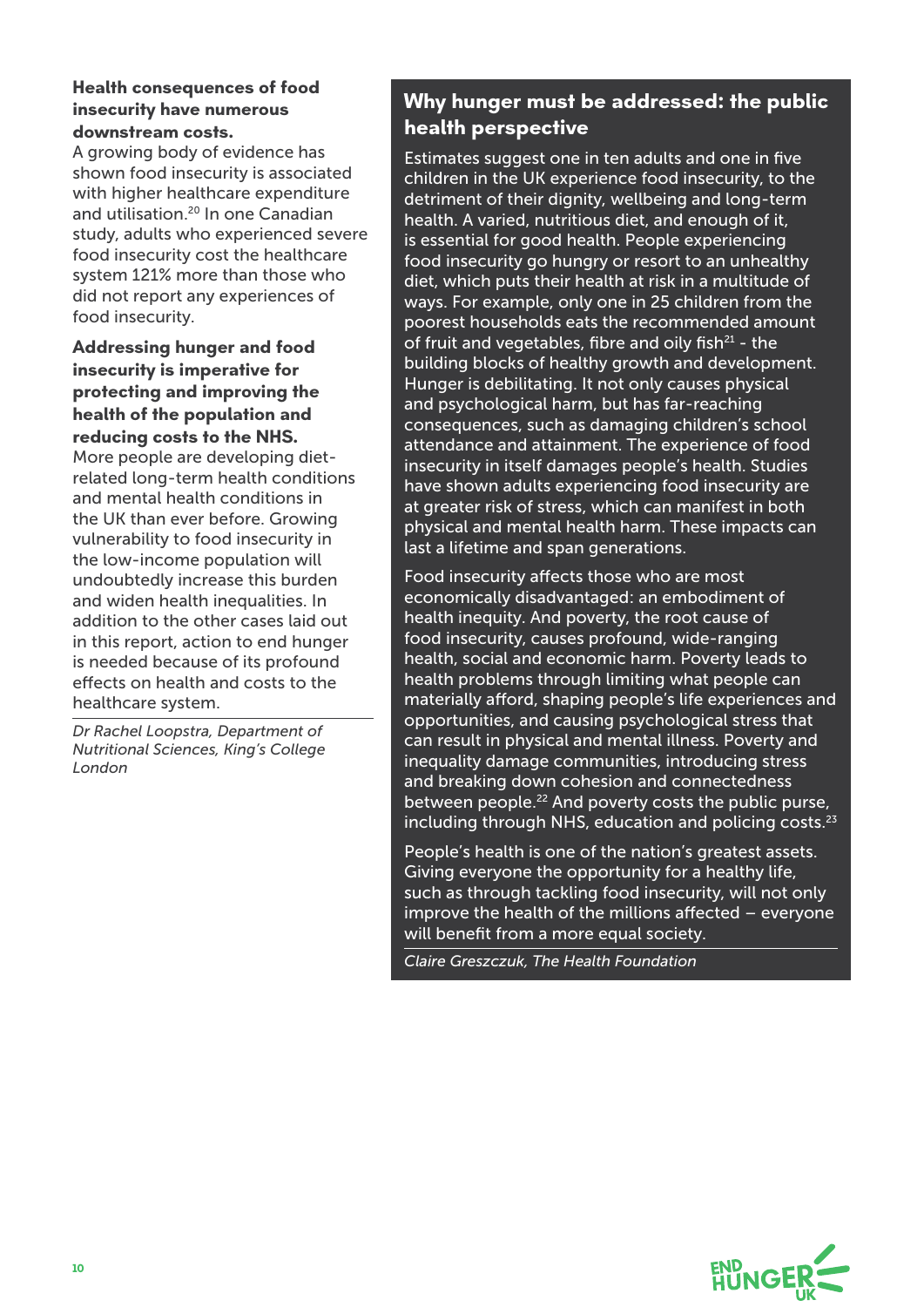**Health consequences of food insecurity have numerous downstream costs.**

A growing body of evidence has shown food insecurity is associated with higher healthcare expenditure and utilisation.[20] In one Canadian study, adults who experienced severe food insecurity cost the healthcare system 121% more than those who did not report any experiences of food insecurity.

**Addressing hunger and food insecurity is imperative for protecting and improving the health of the population and reducing costs to the NHS.**

More people are developing diet-related long-term health conditions and mental health conditions in the UK than ever before. Growing vulnerability to food insecurity in the low-income population will undoubtedly increase this burden and widen health inequalities. In addition to the other cases laid out in this report, action to end hunger is needed because of its profound effects on health and costs to the healthcare system.

*Dr Rachel Loopstra, Department of Nutritional Sciences, King's College London*

## Why hunger must be addressed: the public health perspective

Estimates suggest one in ten adults and one in five children in the UK experience food insecurity, to the detriment of their dignity, wellbeing and long-term health. A varied, nutritious diet, and enough of it, is essential for good health. People experiencing food insecurity go hungry or resort to an unhealthy diet, which puts their health at risk in a multitude of ways. For example, only one in 25 children from the poorest households eats the recommended amount of fruit and vegetables, fibre and oily fish[21] - the building blocks of healthy growth and development. Hunger is debilitating. It not only causes physical and psychological harm, but has far-reaching consequences, such as damaging children's school attendance and attainment. The experience of food insecurity in itself damages people's health. Studies have shown adults experiencing food insecurity are at greater risk of stress, which can manifest in both physical and mental health harm. These impacts can last a lifetime and span generations.

Food insecurity affects those who are most economically disadvantaged: an embodiment of health inequity. And poverty, the root cause of food insecurity, causes profound, wide-ranging health, social and economic harm. Poverty leads to health problems through limiting what people can materially afford, shaping people's life experiences and opportunities, and causing psychological stress that can result in physical and mental illness. Poverty and inequality damage communities, introducing stress and breaking down cohesion and connectedness between people.[22] And poverty costs the public purse, including through NHS, education and policing costs.[23]

People's health is one of the nation's greatest assets. Giving everyone the opportunity for a healthy life, such as through tackling food insecurity, will not only improve the health of the millions affected – everyone will benefit from a more equal society.

*Claire Greszczuk, The Health Foundation*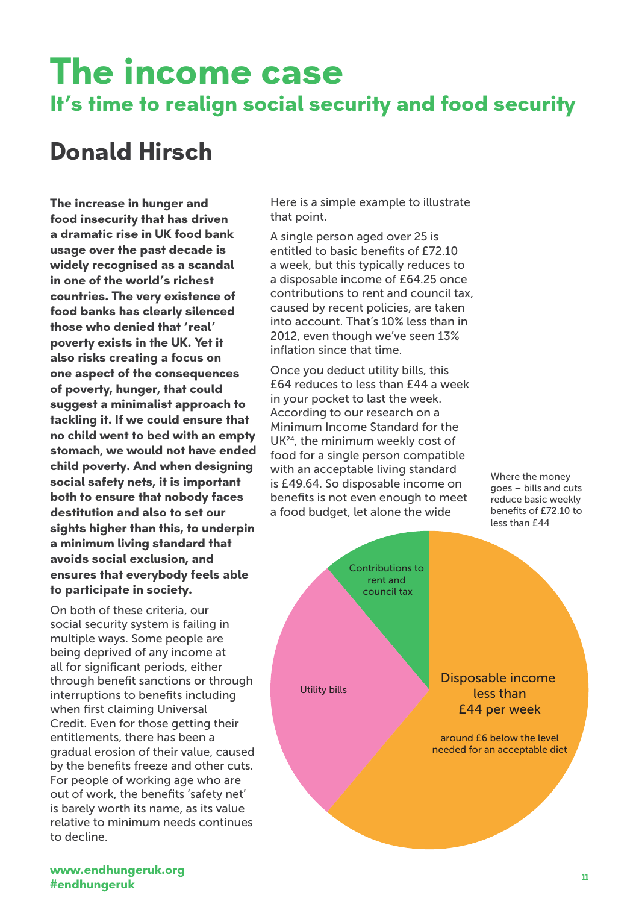# The income case

## It's time to realign social security and food security

## Donald Hirsch

**The increase in hunger and food insecurity that has driven a dramatic rise in UK food bank usage over the past decade is widely recognised as a scandal in one of the world's richest countries. The very existence of food banks has clearly silenced those who denied that 'real' poverty exists in the UK. Yet it also risks creating a focus on one aspect of the consequences of poverty, hunger, that could suggest a minimalist approach to tackling it. If we could ensure that no child went to bed with an empty stomach, we would not have ended child poverty. And when designing social safety nets, it is important both to ensure that nobody faces destitution and also to set our sights higher than this, to underpin a minimum living standard that avoids social exclusion, and ensures that everybody feels able to participate in society.**

On both of these criteria, our social security system is failing in multiple ways. Some people are being deprived of any income at all for significant periods, either through benefit sanctions or through interruptions to benefits including when first claiming Universal Credit. Even for those getting their entitlements, there has been a gradual erosion of their value, caused by the benefits freeze and other cuts. For people of working age who are out of work, the benefits 'safety net' is barely worth its name, as its value relative to minimum needs continues to decline.

Here is a simple example to illustrate that point.

A single person aged over 25 is entitled to basic benefits of £72.10 a week, but this typically reduces to a disposable income of £64.25 once contributions to rent and council tax, caused by recent policies, are taken into account. That's 10% less than in 2012, even though we've seen 13% inflation since that time.

Once you deduct utility bills, this £64 reduces to less than £44 a week in your pocket to last the week. According to our research on a Minimum Income Standard for the UK[24], the minimum weekly cost of food for a single person compatible with an acceptable living standard is £49.64. So disposable income on benefits is not even enough to meet a food budget, let alone the wide

Where the money goes – bills and cuts reduce basic weekly benefits of £72.10 to less than £44

- Contributions to rent and council tax
- Utility bills
- Disposable income less than £44 per week – around £6 below the level needed for an acceptable diet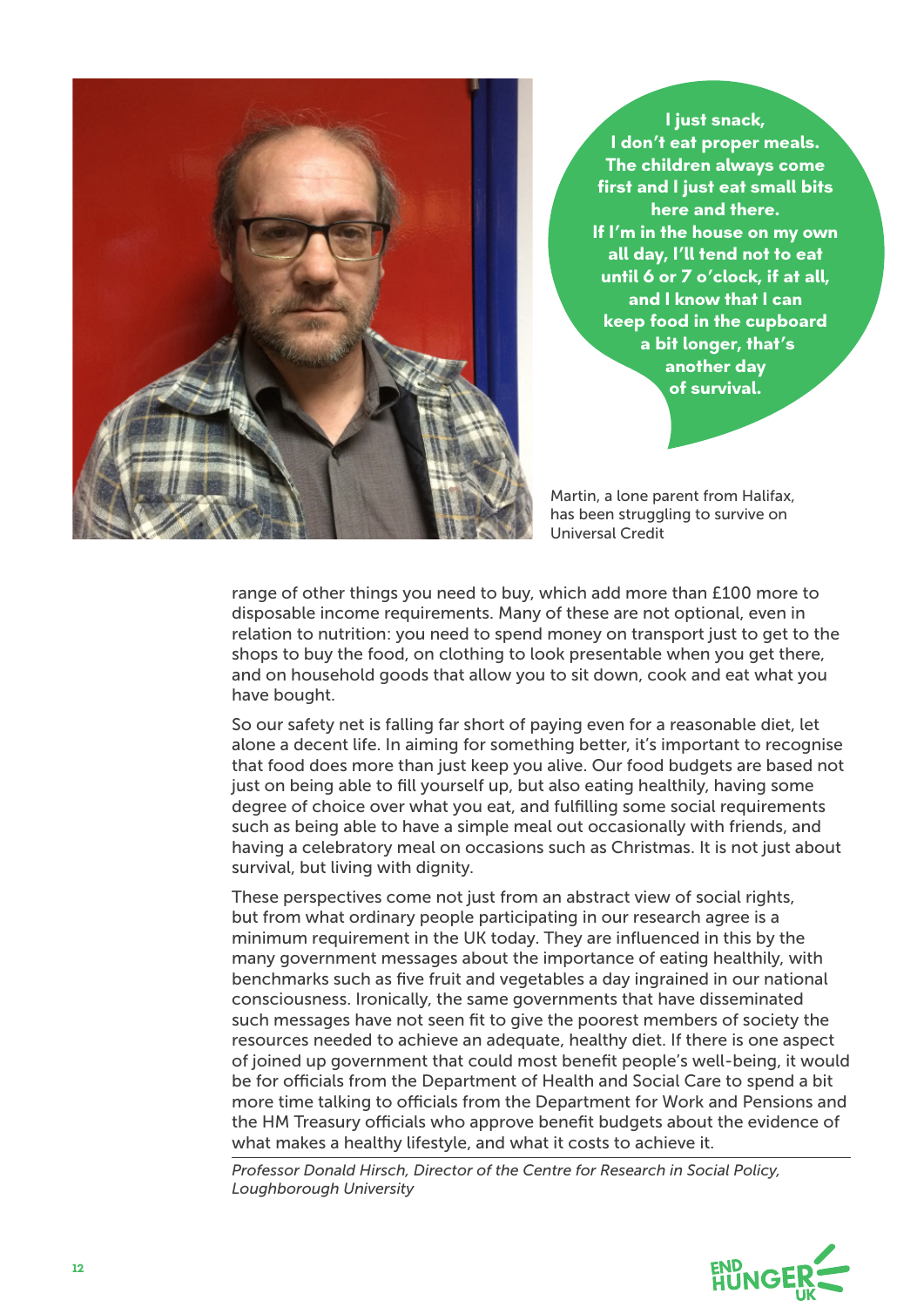**I just snack, I don't eat proper meals. The children always come first and I just eat small bits here and there. If I'm in the house on my own all day, I'll tend not to eat until 6 or 7 o'clock, if at all, and I know that I can keep food in the cupboard a bit longer, that's another day of survival.**

Martin, a lone parent from Halifax, has been struggling to survive on Universal Credit

range of other things you need to buy, which add more than £100 more to disposable income requirements. Many of these are not optional, even in relation to nutrition: you need to spend money on transport just to get to the shops to buy the food, on clothing to look presentable when you get there, and on household goods that allow you to sit down, cook and eat what you have bought.

So our safety net is falling far short of paying even for a reasonable diet, let alone a decent life. In aiming for something better, it's important to recognise that food does more than just keep you alive. Our food budgets are based not just on being able to fill yourself up, but also eating healthily, having some degree of choice over what you eat, and fulfilling some social requirements such as being able to have a simple meal out occasionally with friends, and having a celebratory meal on occasions such as Christmas. It is not just about survival, but living with dignity.

These perspectives come not just from an abstract view of social rights, but from what ordinary people participating in our research agree is a minimum requirement in the UK today. They are influenced in this by the many government messages about the importance of eating healthily, with benchmarks such as five fruit and vegetables a day ingrained in our national consciousness. Ironically, the same governments that have disseminated such messages have not seen fit to give the poorest members of society the resources needed to achieve an adequate, healthy diet. If there is one aspect of joined up government that could most benefit people's well-being, it would be for officials from the Department of Health and Social Care to spend a bit more time talking to officials from the Department for Work and Pensions and the HM Treasury officials who approve benefit budgets about the evidence of what makes a healthy lifestyle, and what it costs to achieve it.

*Professor Donald Hirsch, Director of the Centre for Research in Social Policy, Loughborough University*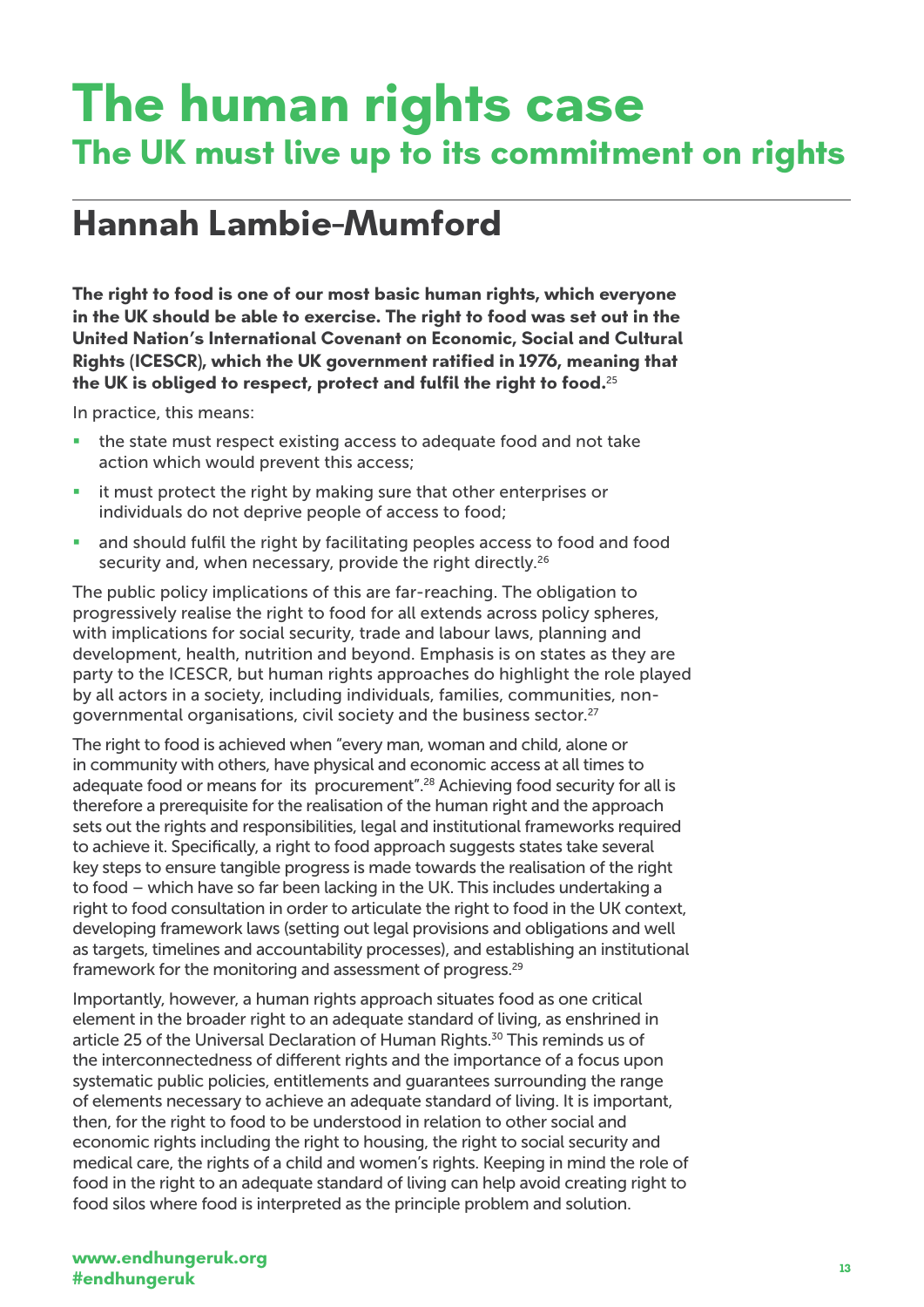# The human rights case

## The UK must live up to its commitment on rights

## Hannah Lambie-Mumford

**The right to food is one of our most basic human rights, which everyone in the UK should be able to exercise. The right to food was set out in the United Nation's International Covenant on Economic, Social and Cultural Rights (ICESCR), which the UK government ratified in 1976, meaning that the UK is obliged to respect, protect and fulfil the right to food.**[25]

In practice, this means:

- the state must respect existing access to adequate food and not take action which would prevent this access;
- it must protect the right by making sure that other enterprises or individuals do not deprive people of access to food;
- and should fulfil the right by facilitating peoples access to food and food security and, when necessary, provide the right directly.[26]

The public policy implications of this are far-reaching. The obligation to progressively realise the right to food for all extends across policy spheres, with implications for social security, trade and labour laws, planning and development, health, nutrition and beyond. Emphasis is on states as they are party to the ICESCR, but human rights approaches do highlight the role played by all actors in a society, including individuals, families, communities, non-governmental organisations, civil society and the business sector.[27]

The right to food is achieved when "every man, woman and child, alone or in community with others, have physical and economic access at all times to adequate food or means for its procurement".[28] Achieving food security for all is therefore a prerequisite for the realisation of the human right and the approach sets out the rights and responsibilities, legal and institutional frameworks required to achieve it. Specifically, a right to food approach suggests states take several key steps to ensure tangible progress is made towards the realisation of the right to food – which have so far been lacking in the UK. This includes undertaking a right to food consultation in order to articulate the right to food in the UK context, developing framework laws (setting out legal provisions and obligations and well as targets, timelines and accountability processes), and establishing an institutional framework for the monitoring and assessment of progress.[29]

Importantly, however, a human rights approach situates food as one critical element in the broader right to an adequate standard of living, as enshrined in article 25 of the Universal Declaration of Human Rights.[30] This reminds us of the interconnectedness of different rights and the importance of a focus upon systematic public policies, entitlements and guarantees surrounding the range of elements necessary to achieve an adequate standard of living. It is important, then, for the right to food to be understood in relation to other social and economic rights including the right to housing, the right to social security and medical care, the rights of a child and women's rights. Keeping in mind the role of food in the right to an adequate standard of living can help avoid creating right to food silos where food is interpreted as the principle problem and solution.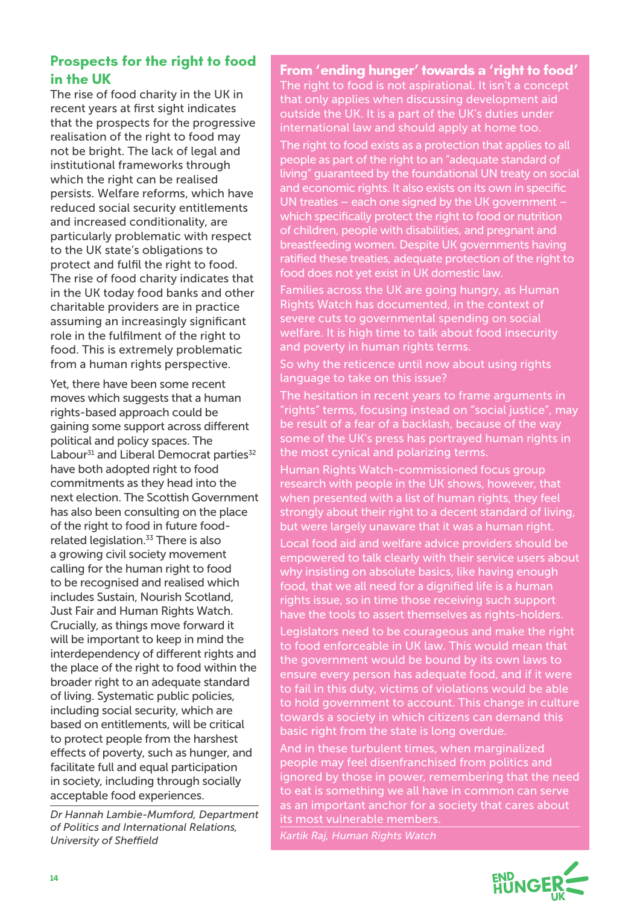## Prospects for the right to food in the UK

The rise of food charity in the UK in recent years at first sight indicates that the prospects for the progressive realisation of the right to food may not be bright. The lack of legal and institutional frameworks through which the right can be realised persists. Welfare reforms, which have reduced social security entitlements and increased conditionality, are particularly problematic with respect to the UK state's obligations to protect and fulfil the right to food. The rise of food charity indicates that in the UK today food banks and other charitable providers are in practice assuming an increasingly significant role in the fulfilment of the right to food. This is extremely problematic from a human rights perspective.

Yet, there have been some recent moves which suggests that a human rights-based approach could be gaining some support across different political and policy spaces. The Labour[31] and Liberal Democrat parties[32] have both adopted right to food commitments as they head into the next election. The Scottish Government has also been consulting on the place of the right to food in future food-related legislation.[33] There is also a growing civil society movement calling for the human right to food to be recognised and realised which includes Sustain, Nourish Scotland, Just Fair and Human Rights Watch. Crucially, as things move forward it will be important to keep in mind the interdependency of different rights and the place of the right to food within the broader right to an adequate standard of living. Systematic public policies, including social security, which are based on entitlements, will be critical to protect people from the harshest effects of poverty, such as hunger, and facilitate full and equal participation in society, including through socially acceptable food experiences.

*Dr Hannah Lambie-Mumford, Department of Politics and International Relations, University of Sheffield*

## From 'ending hunger' towards a 'right to food'

The right to food is not aspirational. It isn't a concept that only applies when discussing development aid outside the UK. It is a part of the UK's duties under international law and should apply at home too.

The right to food exists as a protection that applies to all people as part of the right to an "adequate standard of living" guaranteed by the foundational UN treaty on social and economic rights. It also exists on its own in specific UN treaties – each one signed by the UK government – which specifically protect the right to food or nutrition of children, people with disabilities, and pregnant and breastfeeding women. Despite UK governments having ratified these treaties, adequate protection of the right to food does not yet exist in UK domestic law.

Families across the UK are going hungry, as Human Rights Watch has documented, in the context of severe cuts to governmental spending on social welfare. It is high time to talk about food insecurity and poverty in human rights terms.

So why the reticence until now about using rights language to take on this issue?

The hesitation in recent years to frame arguments in "rights" terms, focusing instead on "social justice", may be result of a fear of a backlash, because of the way some of the UK's press has portrayed human rights in the most cynical and polarizing terms.

Human Rights Watch-commissioned focus group research with people in the UK shows, however, that when presented with a list of human rights, they feel strongly about their right to a decent standard of living, but were largely unaware that it was a human right.

Local food aid and welfare advice providers should be empowered to talk clearly with their service users about why insisting on absolute basics, like having enough food, that we all need for a dignified life is a human rights issue, so in time those receiving such support have the tools to assert themselves as rights-holders.

Legislators need to be courageous and make the right to food enforceable in UK law. This would mean that the government would be bound by its own laws to ensure every person has adequate food, and if it were to fail in this duty, victims of violations would be able to hold government to account. This change in culture towards a society in which citizens can demand this basic right from the state is long overdue.

And in these turbulent times, when marginalized people may feel disenfranchised from politics and ignored by those in power, remembering that the need to eat is something we all have in common can serve as an important anchor for a society that cares about its most vulnerable members.

*Kartik Raj, Human Rights Watch*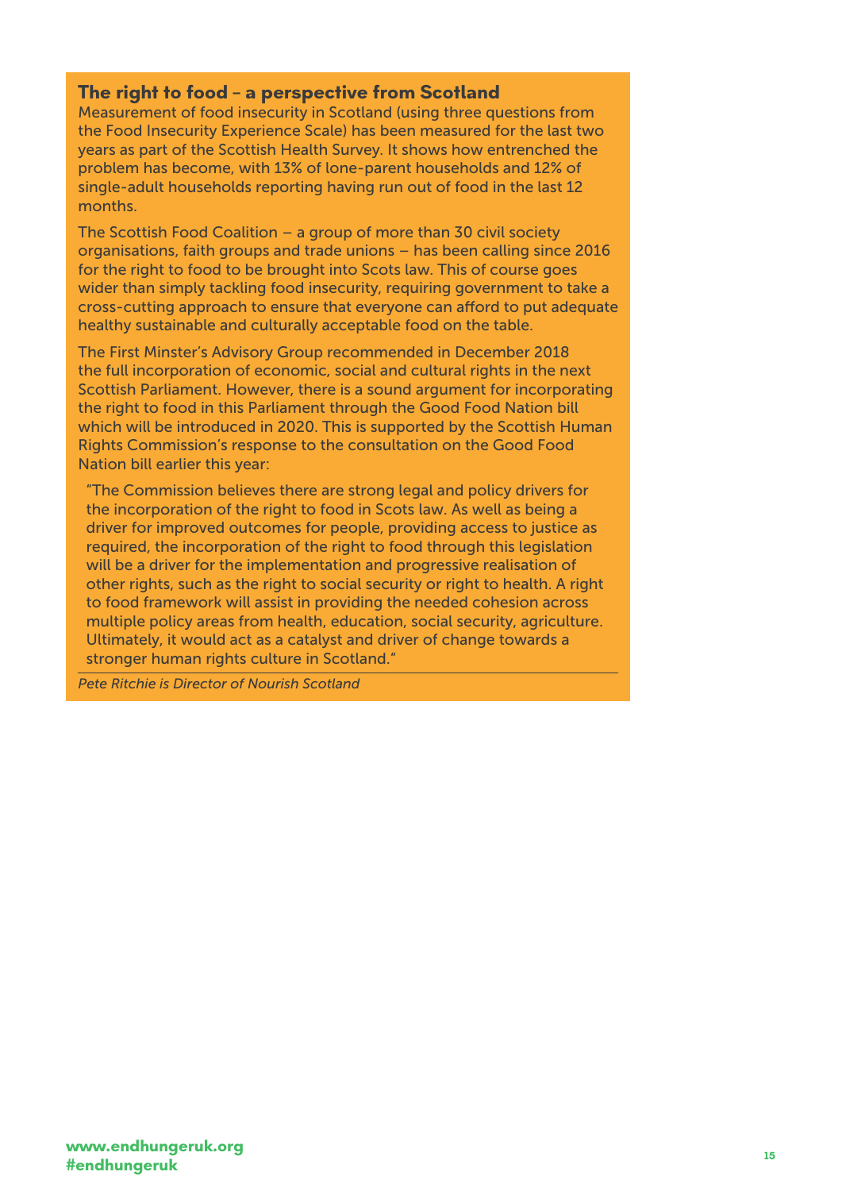## The right to food – a perspective from Scotland

Measurement of food insecurity in Scotland (using three questions from the Food Insecurity Experience Scale) has been measured for the last two years as part of the Scottish Health Survey. It shows how entrenched the problem has become, with 13% of lone-parent households and 12% of single-adult households reporting having run out of food in the last 12 months.

The Scottish Food Coalition – a group of more than 30 civil society organisations, faith groups and trade unions – has been calling since 2016 for the right to food to be brought into Scots law. This of course goes wider than simply tackling food insecurity, requiring government to take a cross-cutting approach to ensure that everyone can afford to put adequate healthy sustainable and culturally acceptable food on the table.

The First Minster's Advisory Group recommended in December 2018 the full incorporation of economic, social and cultural rights in the next Scottish Parliament. However, there is a sound argument for incorporating the right to food in this Parliament through the Good Food Nation bill which will be introduced in 2020. This is supported by the Scottish Human Rights Commission's response to the consultation on the Good Food Nation bill earlier this year:

> "The Commission believes there are strong legal and policy drivers for the incorporation of the right to food in Scots law. As well as being a driver for improved outcomes for people, providing access to justice as required, the incorporation of the right to food through this legislation will be a driver for the implementation and progressive realisation of other rights, such as the right to social security or right to health. A right to food framework will assist in providing the needed cohesion across multiple policy areas from health, education, social security, agriculture. Ultimately, it would act as a catalyst and driver of change towards a stronger human rights culture in Scotland."

*Pete Ritchie is Director of Nourish Scotland*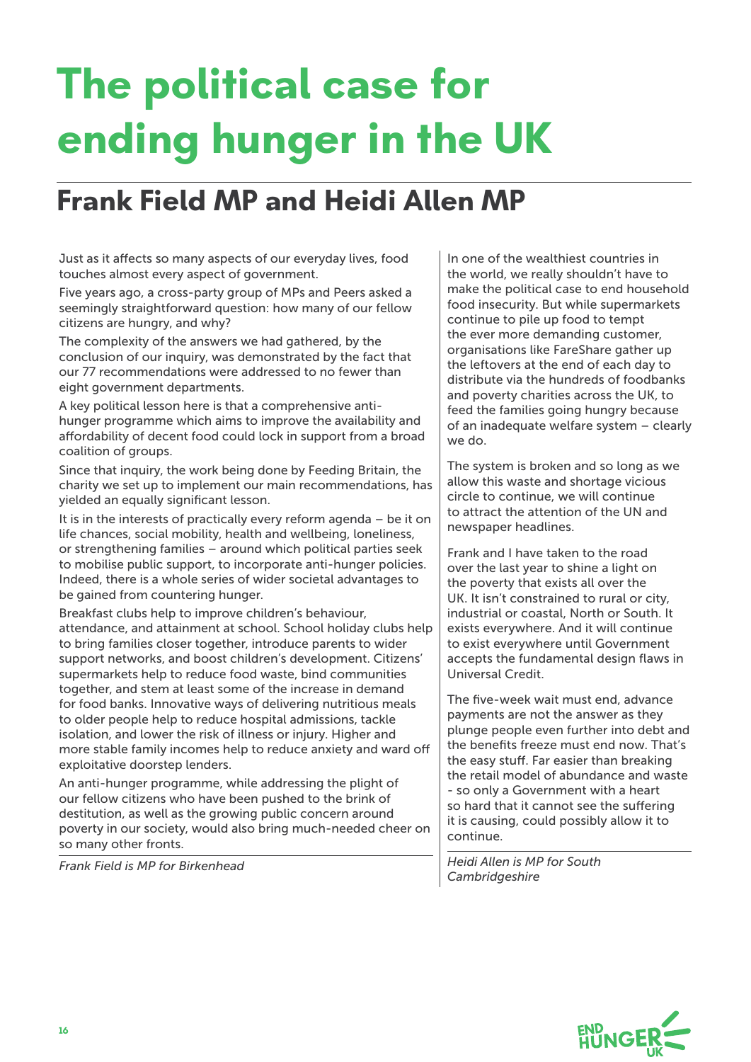# The political case for ending hunger in the UK

## Frank Field MP and Heidi Allen MP

Just as it affects so many aspects of our everyday lives, food touches almost every aspect of government.

Five years ago, a cross-party group of MPs and Peers asked a seemingly straightforward question: how many of our fellow citizens are hungry, and why?

The complexity of the answers we had gathered, by the conclusion of our inquiry, was demonstrated by the fact that our 77 recommendations were addressed to no fewer than eight government departments.

A key political lesson here is that a comprehensive anti-hunger programme which aims to improve the availability and affordability of decent food could lock in support from a broad coalition of groups.

Since that inquiry, the work being done by Feeding Britain, the charity we set up to implement our main recommendations, has yielded an equally significant lesson.

It is in the interests of practically every reform agenda – be it on life chances, social mobility, health and wellbeing, loneliness, or strengthening families – around which political parties seek to mobilise public support, to incorporate anti-hunger policies. Indeed, there is a whole series of wider societal advantages to be gained from countering hunger.

Breakfast clubs help to improve children's behaviour, attendance, and attainment at school. School holiday clubs help to bring families closer together, introduce parents to wider support networks, and boost children's development. Citizens' supermarkets help to reduce food waste, bind communities together, and stem at least some of the increase in demand for food banks. Innovative ways of delivering nutritious meals to older people help to reduce hospital admissions, tackle isolation, and lower the risk of illness or injury. Higher and more stable family incomes help to reduce anxiety and ward off exploitative doorstep lenders.

An anti-hunger programme, while addressing the plight of our fellow citizens who have been pushed to the brink of destitution, as well as the growing public concern around poverty in our society, would also bring much-needed cheer on so many other fronts.

*Frank Field is MP for Birkenhead*

In one of the wealthiest countries in the world, we really shouldn't have to make the political case to end household food insecurity. But while supermarkets continue to pile up food to tempt the ever more demanding customer, organisations like FareShare gather up the leftovers at the end of each day to distribute via the hundreds of foodbanks and poverty charities across the UK, to feed the families going hungry because of an inadequate welfare system – clearly we do.

The system is broken and so long as we allow this waste and shortage vicious circle to continue, we will continue to attract the attention of the UN and newspaper headlines.

Frank and I have taken to the road over the last year to shine a light on the poverty that exists all over the UK. It isn't constrained to rural or city, industrial or coastal, North or South. It exists everywhere. And it will continue to exist everywhere until Government accepts the fundamental design flaws in Universal Credit.

The five-week wait must end, advance payments are not the answer as they plunge people even further into debt and the benefits freeze must end now. That's the easy stuff. Far easier than breaking the retail model of abundance and waste - so only a Government with a heart so hard that it cannot see the suffering it is causing, could possibly allow it to continue.

*Heidi Allen is MP for South Cambridgeshire*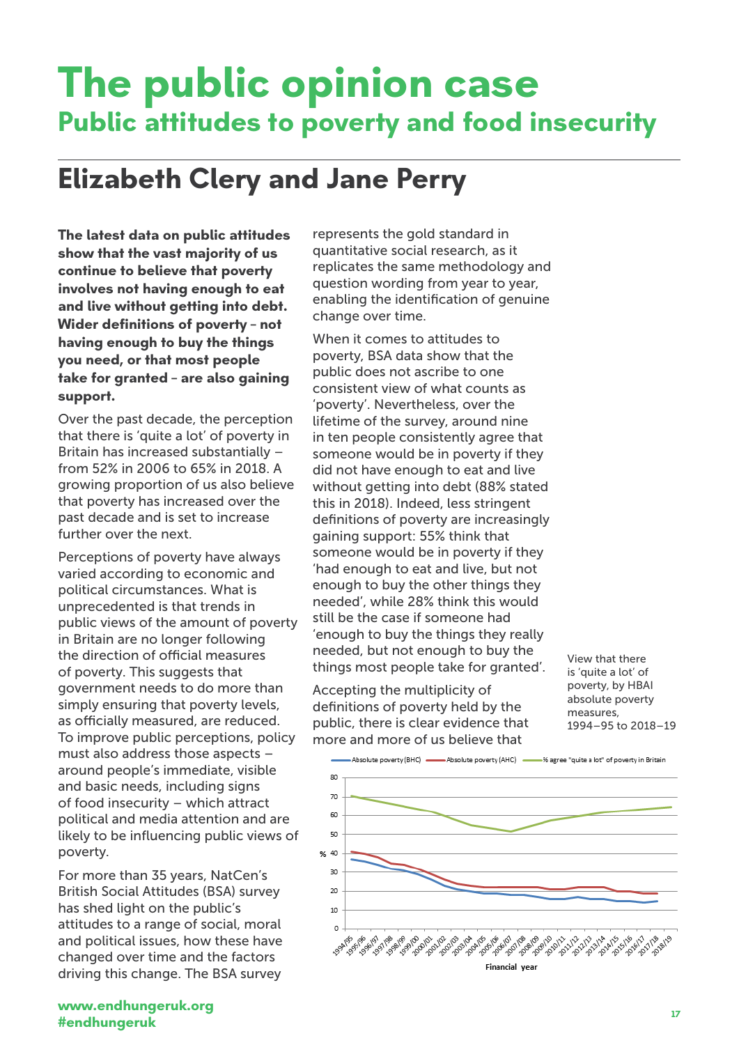# The public opinion case

## Public attitudes to poverty and food insecurity

## Elizabeth Clery and Jane Perry

**The latest data on public attitudes show that the vast majority of us continue to believe that poverty involves not having enough to eat and live without getting into debt. Wider definitions of poverty – not having enough to buy the things you need, or that most people take for granted – are also gaining support.**

Over the past decade, the perception that there is 'quite a lot' of poverty in Britain has increased substantially – from 52% in 2006 to 65% in 2018. A growing proportion of us also believe that poverty has increased over the past decade and is set to increase further over the next.

Perceptions of poverty have always varied according to economic and political circumstances. What is unprecedented is that trends in public views of the amount of poverty in Britain are no longer following the direction of official measures of poverty. This suggests that government needs to do more than simply ensuring that poverty levels, as officially measured, are reduced. To improve public perceptions, policy must also address those aspects – around people's immediate, visible and basic needs, including signs of food insecurity – which attract political and media attention and are likely to be influencing public views of poverty.

For more than 35 years, NatCen's British Social Attitudes (BSA) survey has shed light on the public's attitudes to a range of social, moral and political issues, how these have changed over time and the factors driving this change. The BSA survey represents the gold standard in quantitative social research, as it replicates the same methodology and question wording from year to year, enabling the identification of genuine change over time.

When it comes to attitudes to poverty, BSA data show that the public does not ascribe to one consistent view of what counts as 'poverty'. Nevertheless, over the lifetime of the survey, around nine in ten people consistently agree that someone would be in poverty if they did not have enough to eat and live without getting into debt (88% stated this in 2018). Indeed, less stringent definitions of poverty are increasingly gaining support: 55% think that someone would be in poverty if they 'had enough to eat and live, but not enough to buy the other things they needed', while 28% think this would still be the case if someone had 'enough to buy the things they really needed, but not enough to buy the things most people take for granted'.

Accepting the multiplicity of definitions of poverty held by the public, there is clear evidence that more and more of us believe that

View that there is 'quite a lot' of poverty, by HBAI absolute poverty measures, 1994–95 to 2018–19

Legend: Absolute poverty (BHC); Absolute poverty (AHC); % agree "quite a lot" of poverty in Britain

Y-axis: % (0–80). X-axis: Financial year (1994/95 to 2018/19)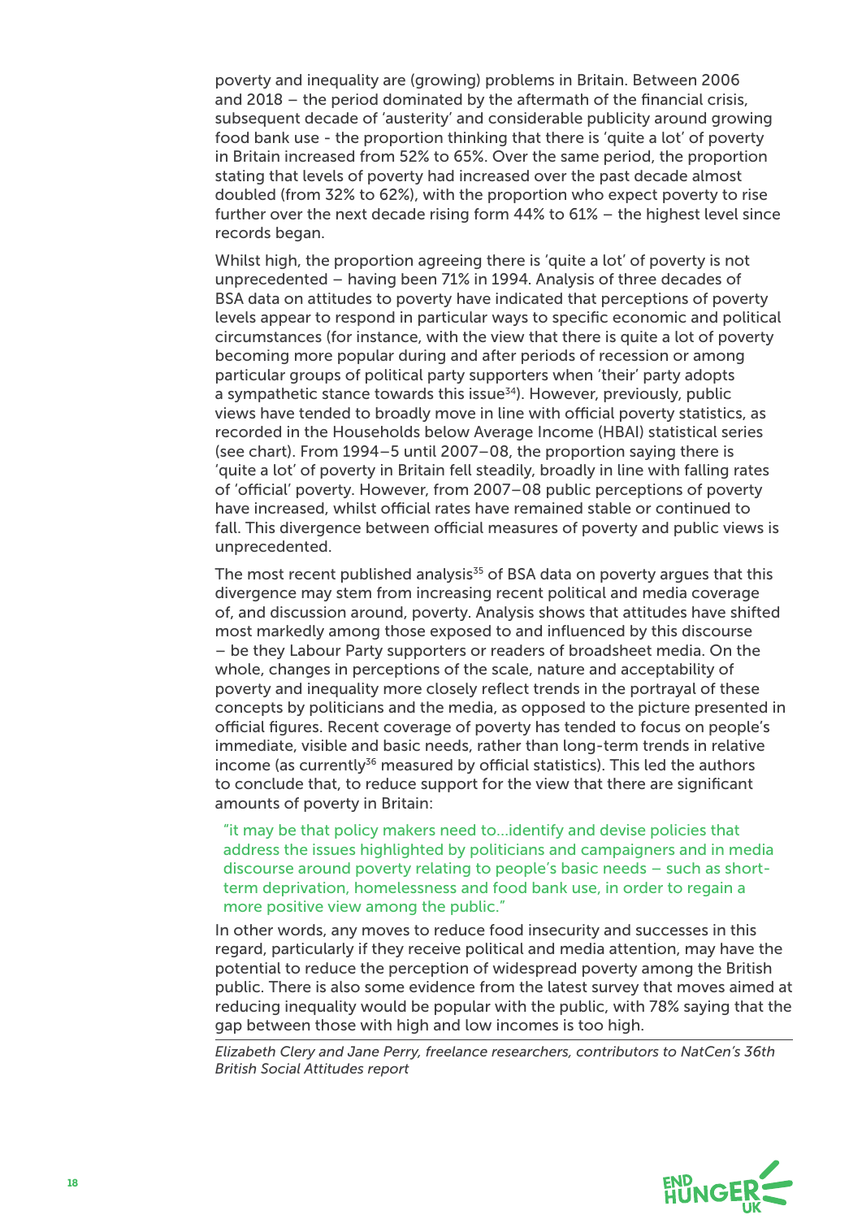poverty and inequality are (growing) problems in Britain. Between 2006 and 2018 – the period dominated by the aftermath of the financial crisis, subsequent decade of 'austerity' and considerable publicity around growing food bank use - the proportion thinking that there is 'quite a lot' of poverty in Britain increased from 52% to 65%. Over the same period, the proportion stating that levels of poverty had increased over the past decade almost doubled (from 32% to 62%), with the proportion who expect poverty to rise further over the next decade rising form 44% to 61% – the highest level since records began.

Whilst high, the proportion agreeing there is 'quite a lot' of poverty is not unprecedented – having been 71% in 1994. Analysis of three decades of BSA data on attitudes to poverty have indicated that perceptions of poverty levels appear to respond in particular ways to specific economic and political circumstances (for instance, with the view that there is quite a lot of poverty becoming more popular during and after periods of recession or among particular groups of political party supporters when 'their' party adopts a sympathetic stance towards this issue[34]). However, previously, public views have tended to broadly move in line with official poverty statistics, as recorded in the Households below Average Income (HBAI) statistical series (see chart). From 1994–5 until 2007–08, the proportion saying there is 'quite a lot' of poverty in Britain fell steadily, broadly in line with falling rates of 'official' poverty. However, from 2007–08 public perceptions of poverty have increased, whilst official rates have remained stable or continued to fall. This divergence between official measures of poverty and public views is unprecedented.

The most recent published analysis[35] of BSA data on poverty argues that this divergence may stem from increasing recent political and media coverage of, and discussion around, poverty. Analysis shows that attitudes have shifted most markedly among those exposed to and influenced by this discourse – be they Labour Party supporters or readers of broadsheet media. On the whole, changes in perceptions of the scale, nature and acceptability of poverty and inequality more closely reflect trends in the portrayal of these concepts by politicians and the media, as opposed to the picture presented in official figures. Recent coverage of poverty has tended to focus on people's immediate, visible and basic needs, rather than long-term trends in relative income (as currently[36] measured by official statistics). This led the authors to conclude that, to reduce support for the view that there are significant amounts of poverty in Britain:

> "it may be that policy makers need to…identify and devise policies that address the issues highlighted by politicians and campaigners and in media discourse around poverty relating to people's basic needs – such as short-term deprivation, homelessness and food bank use, in order to regain a more positive view among the public."

In other words, any moves to reduce food insecurity and successes in this regard, particularly if they receive political and media attention, may have the potential to reduce the perception of widespread poverty among the British public. There is also some evidence from the latest survey that moves aimed at reducing inequality would be popular with the public, with 78% saying that the gap between those with high and low incomes is too high.

*Elizabeth Clery and Jane Perry, freelance researchers, contributors to NatCen's 36th British Social Attitudes report*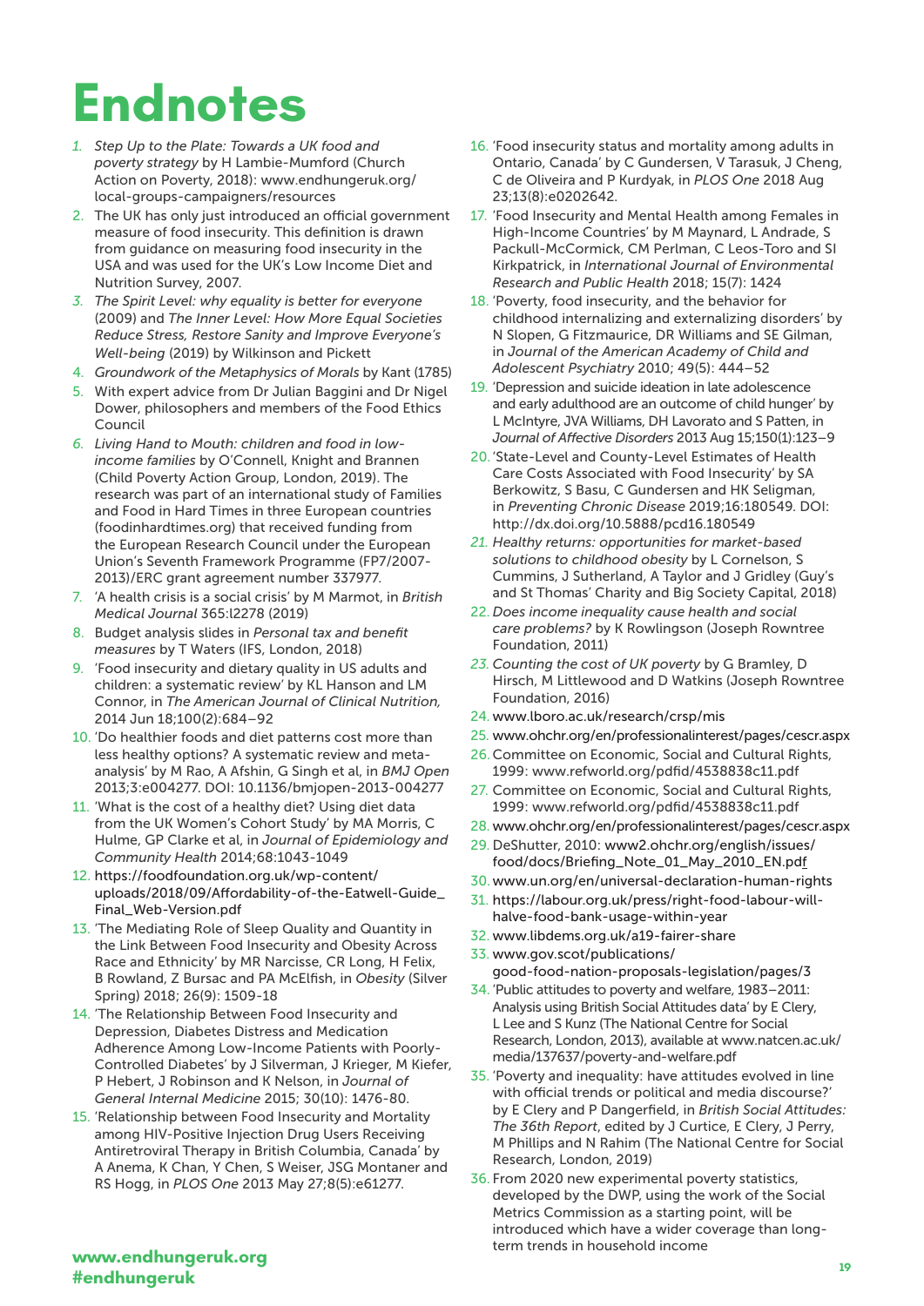# Endnotes

1. *Step Up to the Plate: Towards a UK food and poverty strategy* by H Lambie-Mumford (Church Action on Poverty, 2018): www.endhungeruk.org/local-groups-campaigners/resources
2. The UK has only just introduced an official government measure of food insecurity. This definition is drawn from guidance on measuring food insecurity in the USA and was used for the UK's Low Income Diet and Nutrition Survey, 2007.
3. *The Spirit Level: why equality is better for everyone* (2009) and *The Inner Level: How More Equal Societies Reduce Stress, Restore Sanity and Improve Everyone's Well-being* (2019) by Wilkinson and Pickett
4. *Groundwork of the Metaphysics of Morals* by Kant (1785)
5. With expert advice from Dr Julian Baggini and Dr Nigel Dower, philosophers and members of the Food Ethics Council
6. *Living Hand to Mouth: children and food in low-income families* by O'Connell, Knight and Brannen (Child Poverty Action Group, London, 2019). The research was part of an international study of Families and Food in Hard Times in three European countries (foodinhardtimes.org) that received funding from the European Research Council under the European Union's Seventh Framework Programme (FP7/2007-2013)/ERC grant agreement number 337977.
7. 'A health crisis is a social crisis' by M Marmot, in *British Medical Journal* 365:l2278 (2019)
8. Budget analysis slides in *Personal tax and benefit measures* by T Waters (IFS, London, 2018)
9. 'Food insecurity and dietary quality in US adults and children: a systematic review' by KL Hanson and LM Connor, in *The American Journal of Clinical Nutrition,* 2014 Jun 18;100(2):684–92
10. 'Do healthier foods and diet patterns cost more than less healthy options? A systematic review and meta-analysis' by M Rao, A Afshin, G Singh et al, in *BMJ Open* 2013;3:e004277. DOI: 10.1136/bmjopen-2013-004277
11. 'What is the cost of a healthy diet? Using diet data from the UK Women's Cohort Study' by MA Morris, C Hulme, GP Clarke et al, in *Journal of Epidemiology and Community Health* 2014;68:1043-1049
12. https://foodfoundation.org.uk/wp-content/uploads/2018/09/Affordability-of-the-Eatwell-Guide_Final_Web-Version.pdf
13. 'The Mediating Role of Sleep Quality and Quantity in the Link Between Food Insecurity and Obesity Across Race and Ethnicity' by MR Narcisse, CR Long, H Felix, B Rowland, Z Bursac and PA McElfish, in *Obesity* (Silver Spring) 2018; 26(9): 1509-18
14. 'The Relationship Between Food Insecurity and Depression, Diabetes Distress and Medication Adherence Among Low-Income Patients with Poorly-Controlled Diabetes' by J Silverman, J Krieger, M Kiefer, P Hebert, J Robinson and K Nelson, in *Journal of General Internal Medicine* 2015; 30(10): 1476-80.
15. 'Relationship between Food Insecurity and Mortality among HIV-Positive Injection Drug Users Receiving Antiretroviral Therapy in British Columbia, Canada' by A Anema, K Chan, Y Chen, S Weiser, JSG Montaner and RS Hogg, in *PLOS One* 2013 May 27;8(5):e61277.
16. 'Food insecurity status and mortality among adults in Ontario, Canada' by C Gundersen, V Tarasuk, J Cheng, C de Oliveira and P Kurdyak, in *PLOS One* 2018 Aug 23;13(8):e0202642.
17. 'Food Insecurity and Mental Health among Females in High-Income Countries' by M Maynard, L Andrade, S Packull-McCormick, CM Perlman, C Leos-Toro and SI Kirkpatrick, in *International Journal of Environmental Research and Public Health* 2018; 15(7): 1424
18. 'Poverty, food insecurity, and the behavior for childhood internalizing and externalizing disorders' by N Slopen, G Fitzmaurice, DR Williams and SE Gilman, in *Journal of the American Academy of Child and Adolescent Psychiatry* 2010; 49(5): 444–52
19. 'Depression and suicide ideation in late adolescence and early adulthood are an outcome of child hunger' by L McIntyre, JVA Williams, DH Lavorato and S Patten, in *Journal of Affective Disorders* 2013 Aug 15;150(1):123–9
20. 'State-Level and County-Level Estimates of Health Care Costs Associated with Food Insecurity' by SA Berkowitz, S Basu, C Gundersen and HK Seligman, in *Preventing Chronic Disease* 2019;16:180549. DOI: http://dx.doi.org/10.5888/pcd16.180549
21. *Healthy returns: opportunities for market-based solutions to childhood obesity* by L Cornelson, S Cummins, J Sutherland, A Taylor and J Gridley (Guy's and St Thomas' Charity and Big Society Capital, 2018)
22. *Does income inequality cause health and social care problems?* by K Rowlingson (Joseph Rowntree Foundation, 2011)
23. *Counting the cost of UK poverty* by G Bramley, D Hirsch, M Littlewood and D Watkins (Joseph Rowntree Foundation, 2016)
24. www.lboro.ac.uk/research/crsp/mis
25. www.ohchr.org/en/professionalinterest/pages/cescr.aspx
26. Committee on Economic, Social and Cultural Rights, 1999: www.refworld.org/pdfid/4538838c11.pdf
27. Committee on Economic, Social and Cultural Rights, 1999: www.refworld.org/pdfid/4538838c11.pdf
28. www.ohchr.org/en/professionalinterest/pages/cescr.aspx
29. DeShutter, 2010: www2.ohchr.org/english/issues/food/docs/Briefing_Note_01_May_2010_EN.pdf
30. www.un.org/en/universal-declaration-human-rights
31. https://labour.org.uk/press/right-food-labour-will-halve-food-bank-usage-within-year
32. www.libdems.org.uk/a19-fairer-share
33. www.gov.scot/publications/good-food-nation-proposals-legislation/pages/3
34. 'Public attitudes to poverty and welfare, 1983–2011: Analysis using British Social Attitudes data' by E Clery, L Lee and S Kunz (The National Centre for Social Research, London, 2013), available at www.natcen.ac.uk/media/137637/poverty-and-welfare.pdf
35. 'Poverty and inequality: have attitudes evolved in line with official trends or political and media discourse?' by E Clery and P Dangerfield, in *British Social Attitudes: The 36th Report*, edited by J Curtice, E Clery, J Perry, M Phillips and N Rahim (The National Centre for Social Research, London, 2019)
36. From 2020 new experimental poverty statistics, developed by the DWP, using the work of the Social Metrics Commission as a starting point, will be introduced which have a wider coverage than long-term trends in household income

**www.endhungeruk.org**
**#endhungeruk**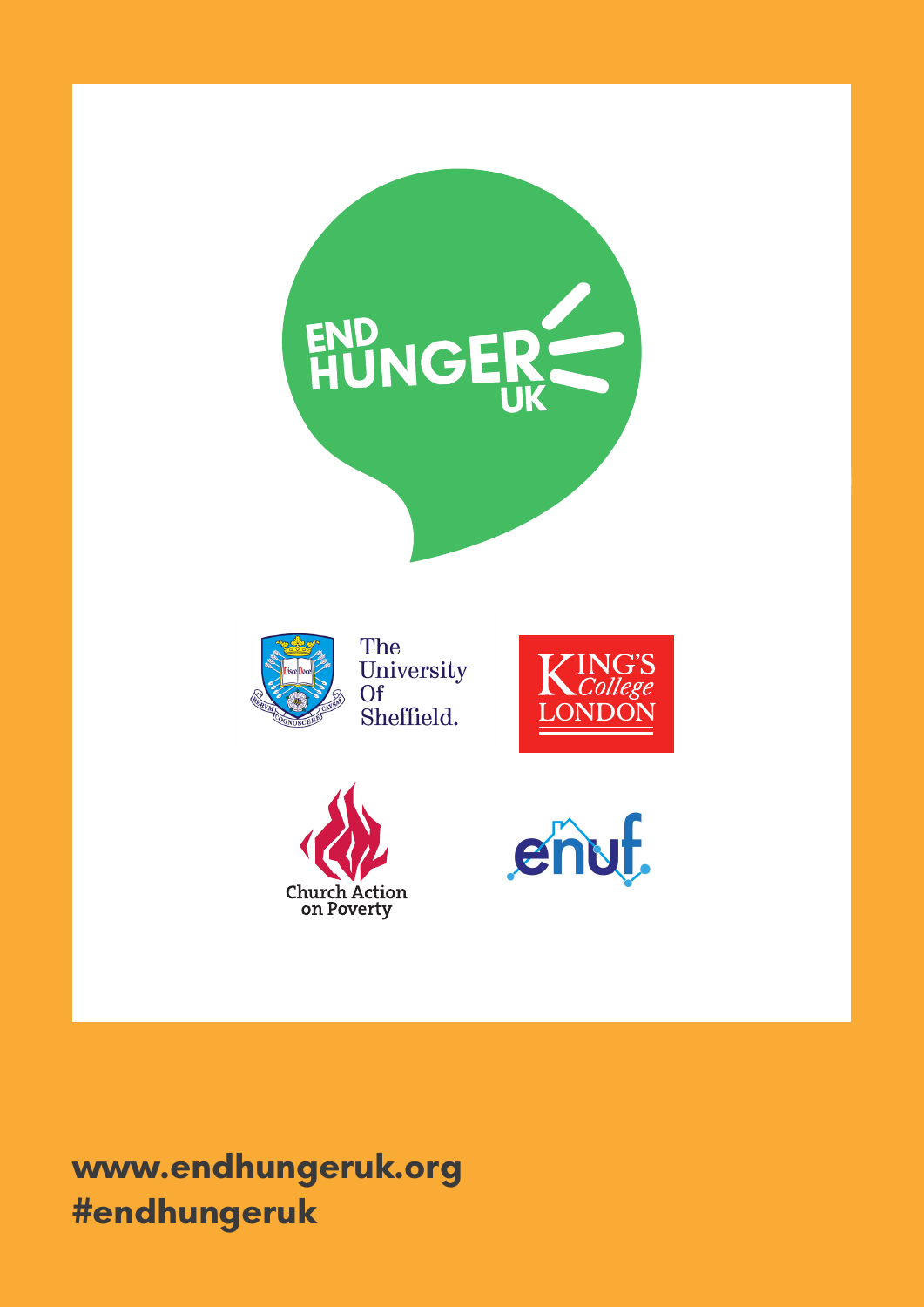www.endhungeruk.org
#endhungeruk